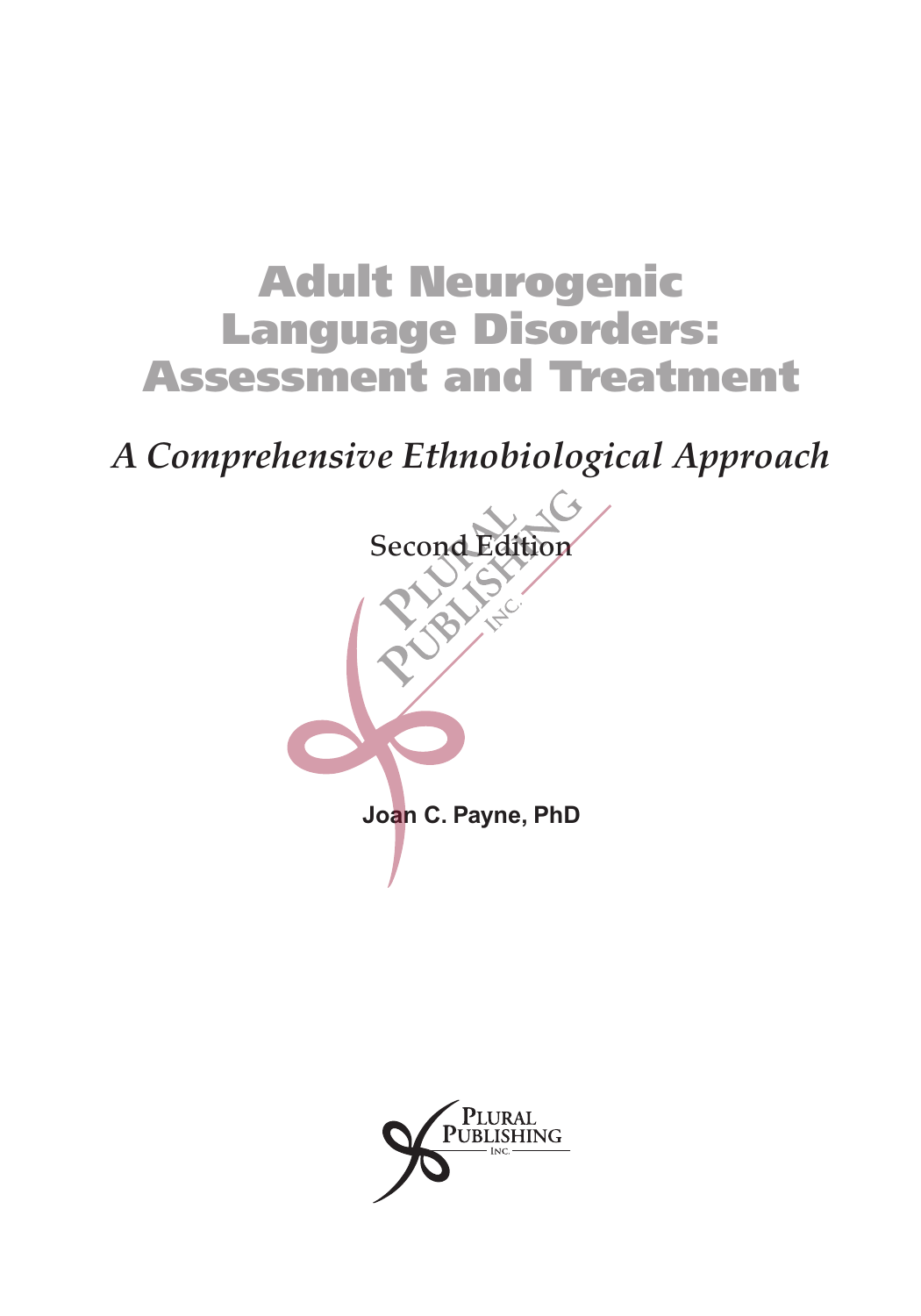# Adult Neurogenic Language Disorders: Assessment and Treatment

*A Comprehensive Ethnobiological Approach*

Second Edition

**Joan C. Payne, PhD**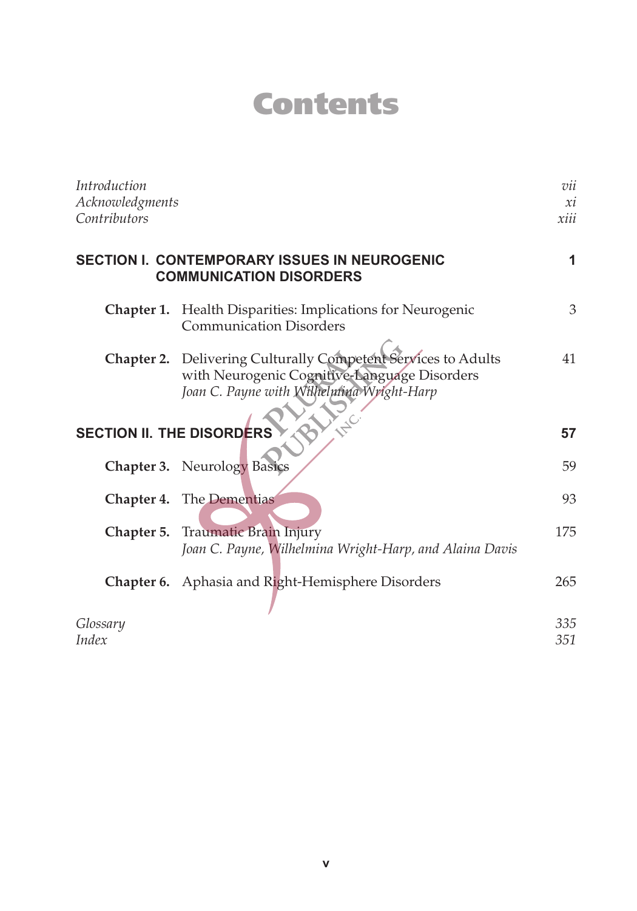# Contents

| | |
|---|---|
| *Introduction* | *vii* |
| *Acknowledgments* | *xi* |
| *Contributors* | *xiii* |

## SECTION I. CONTEMPORARY ISSUES IN NEUROGENIC COMMUNICATION DISORDERS — 1

**Chapter 1.** Health Disparities: Implications for Neurogenic Communication Disorders — 3

**Chapter 2.** Delivering Culturally Competent Services to Adults with Neurogenic Cognitive-Language Disorders — 41
*Joan C. Payne with Wilhelmina Wright-Harp*

## SECTION II. THE DISORDERS — 57

**Chapter 3.** Neurology Basics — 59

**Chapter 4.** The Dementias — 93

**Chapter 5.** Traumatic Brain Injury — 175
*Joan C. Payne, Wilhelmina Wright-Harp, and Alaina Davis*

**Chapter 6.** Aphasia and Right-Hemisphere Disorders — 265

| | |
|---|---|
| *Glossary* | *335* |
| *Index* | *351* |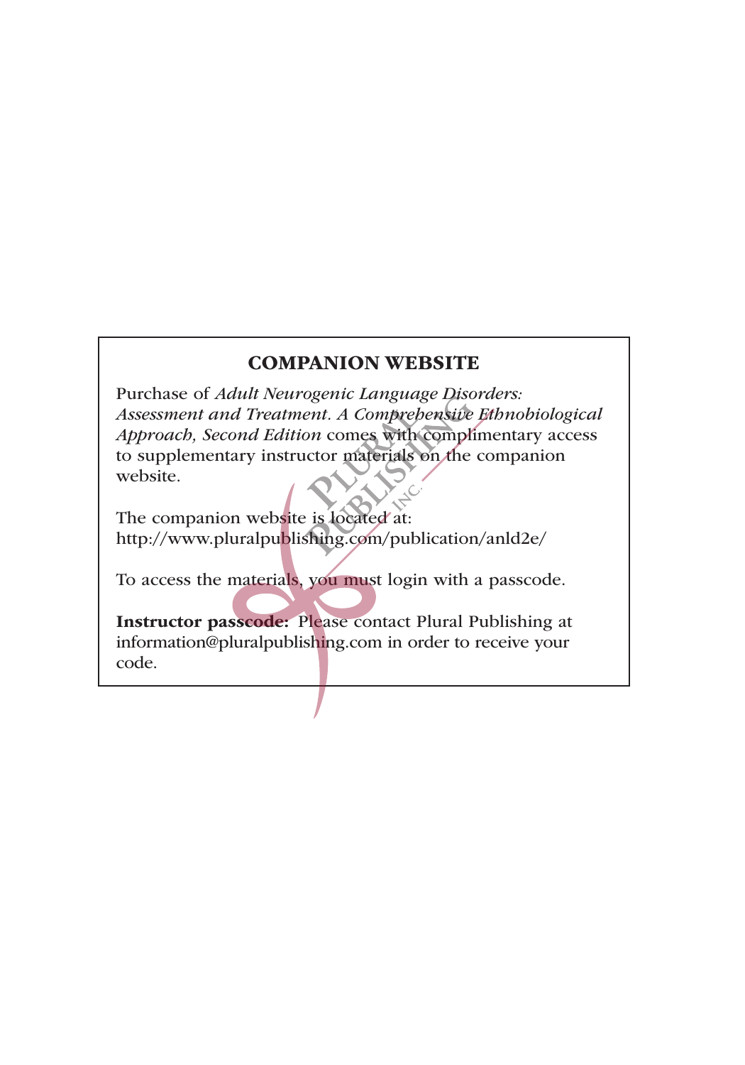## COMPANION WEBSITE

Purchase of *Adult Neurogenic Language Disorders: Assessment and Treatment. A Comprehensive Ethnobiological Approach, Second Edition* comes with complimentary access to supplementary instructor materials on the companion website.

The companion website is located at:
http://www.pluralpublishing.com/publication/anld2e/

To access the materials, you must login with a passcode.

**Instructor passcode:** Please contact Plural Publishing at information@pluralpublishing.com in order to receive your code.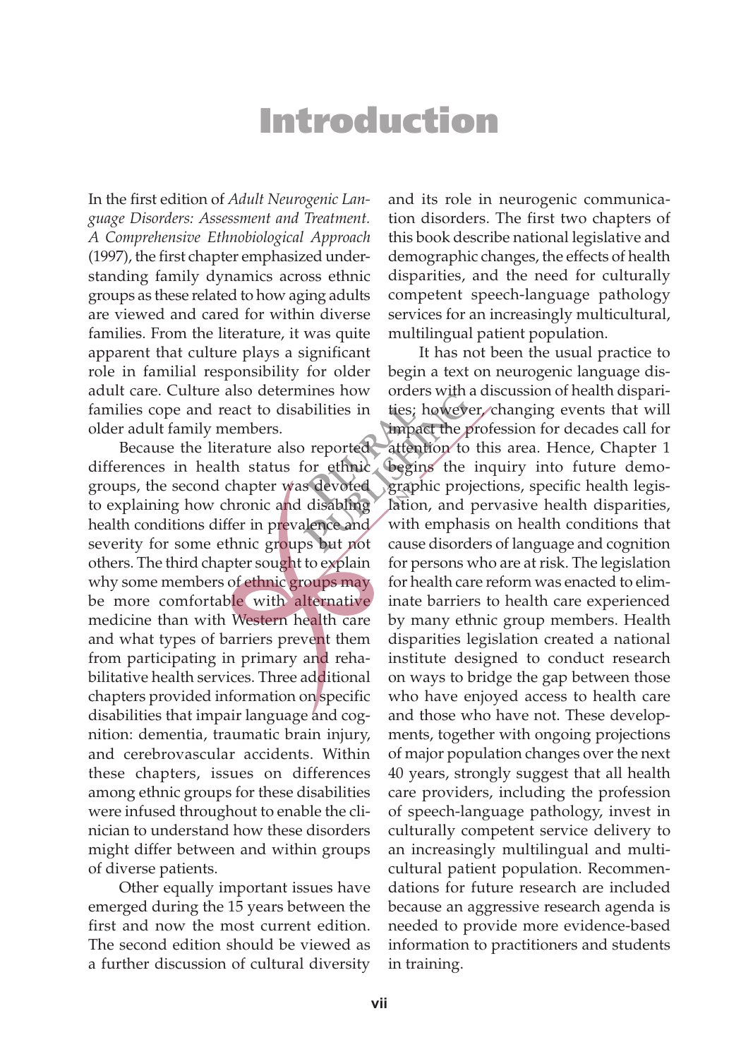# Introduction

In the first edition of *Adult Neurogenic Language Disorders: Assessment and Treatment. A Comprehensive Ethnobiological Approach* (1997), the first chapter emphasized understanding family dynamics across ethnic groups as these related to how aging adults are viewed and cared for within diverse families. From the literature, it was quite apparent that culture plays a significant role in familial responsibility for older adult care. Culture also determines how families cope and react to disabilities in older adult family members.

Because the literature also reported differences in health status for ethnic groups, the second chapter was devoted to explaining how chronic and disabling health conditions differ in prevalence and severity for some ethnic groups but not others. The third chapter sought to explain why some members of ethnic groups may be more comfortable with alternative medicine than with Western health care and what types of barriers prevent them from participating in primary and rehabilitative health services. Three additional chapters provided information on specific disabilities that impair language and cognition: dementia, traumatic brain injury, and cerebrovascular accidents. Within these chapters, issues on differences among ethnic groups for these disabilities were infused throughout to enable the clinician to understand how these disorders might differ between and within groups of diverse patients.

Other equally important issues have emerged during the 15 years between the first and now the most current edition. The second edition should be viewed as a further discussion of cultural diversity and its role in neurogenic communication disorders. The first two chapters of this book describe national legislative and demographic changes, the effects of health disparities, and the need for culturally competent speech-language pathology services for an increasingly multicultural, multilingual patient population.

It has not been the usual practice to begin a text on neurogenic language disorders with a discussion of health disparities; however, changing events that will impact the profession for decades call for attention to this area. Hence, Chapter 1 begins the inquiry into future demographic projections, specific health legislation, and pervasive health disparities, with emphasis on health conditions that cause disorders of language and cognition for persons who are at risk. The legislation for health care reform was enacted to eliminate barriers to health care experienced by many ethnic group members. Health disparities legislation created a national institute designed to conduct research on ways to bridge the gap between those who have enjoyed access to health care and those who have not. These developments, together with ongoing projections of major population changes over the next 40 years, strongly suggest that all health care providers, including the profession of speech-language pathology, invest in culturally competent service delivery to an increasingly multilingual and multicultural patient population. Recommendations for future research are included because an aggressive research agenda is needed to provide more evidence-based information to practitioners and students in training.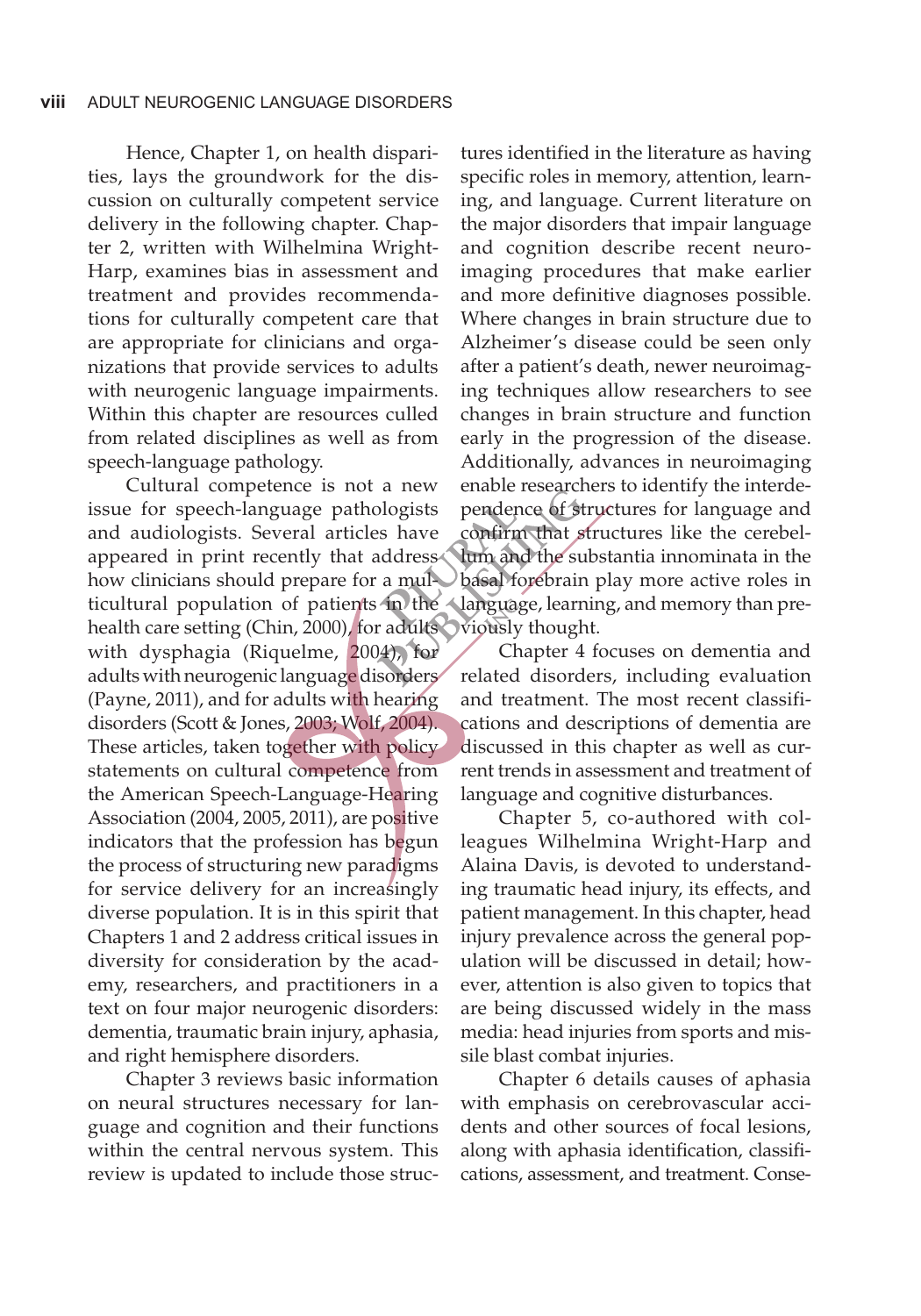Hence, Chapter 1, on health disparities, lays the groundwork for the discussion on culturally competent service delivery in the following chapter. Chapter 2, written with Wilhelmina Wright-Harp, examines bias in assessment and treatment and provides recommendations for culturally competent care that are appropriate for clinicians and organizations that provide services to adults with neurogenic language impairments. Within this chapter are resources culled from related disciplines as well as from speech-language pathology.

Cultural competence is not a new issue for speech-language pathologists and audiologists. Several articles have appeared in print recently that address how clinicians should prepare for a multicultural population of patients in the health care setting (Chin, 2000), for adults with dysphagia (Riquelme, 2004), for adults with neurogenic language disorders (Payne, 2011), and for adults with hearing disorders (Scott & Jones, 2003; Wolf, 2004). These articles, taken together with policy statements on cultural competence from the American Speech-Language-Hearing Association (2004, 2005, 2011), are positive indicators that the profession has begun the process of structuring new paradigms for service delivery for an increasingly diverse population. It is in this spirit that Chapters 1 and 2 address critical issues in diversity for consideration by the academy, researchers, and practitioners in a text on four major neurogenic disorders: dementia, traumatic brain injury, aphasia, and right hemisphere disorders.

Chapter 3 reviews basic information on neural structures necessary for language and cognition and their functions within the central nervous system. This review is updated to include those structures identified in the literature as having specific roles in memory, attention, learning, and language. Current literature on the major disorders that impair language and cognition describe recent neuroimaging procedures that make earlier and more definitive diagnoses possible. Where changes in brain structure due to Alzheimer's disease could be seen only after a patient's death, newer neuroimaging techniques allow researchers to see changes in brain structure and function early in the progression of the disease. Additionally, advances in neuroimaging enable researchers to identify the interdependence of structures for language and confirm that structures like the cerebellum and the substantia innominata in the basal forebrain play more active roles in language, learning, and memory than previously thought.

Chapter 4 focuses on dementia and related disorders, including evaluation and treatment. The most recent classifications and descriptions of dementia are discussed in this chapter as well as current trends in assessment and treatment of language and cognitive disturbances.

Chapter 5, co-authored with colleagues Wilhelmina Wright-Harp and Alaina Davis, is devoted to understanding traumatic head injury, its effects, and patient management. In this chapter, head injury prevalence across the general population will be discussed in detail; however, attention is also given to topics that are being discussed widely in the mass media: head injuries from sports and missile blast combat injuries.

Chapter 6 details causes of aphasia with emphasis on cerebrovascular accidents and other sources of focal lesions, along with aphasia identification, classifications, assessment, and treatment. Conse-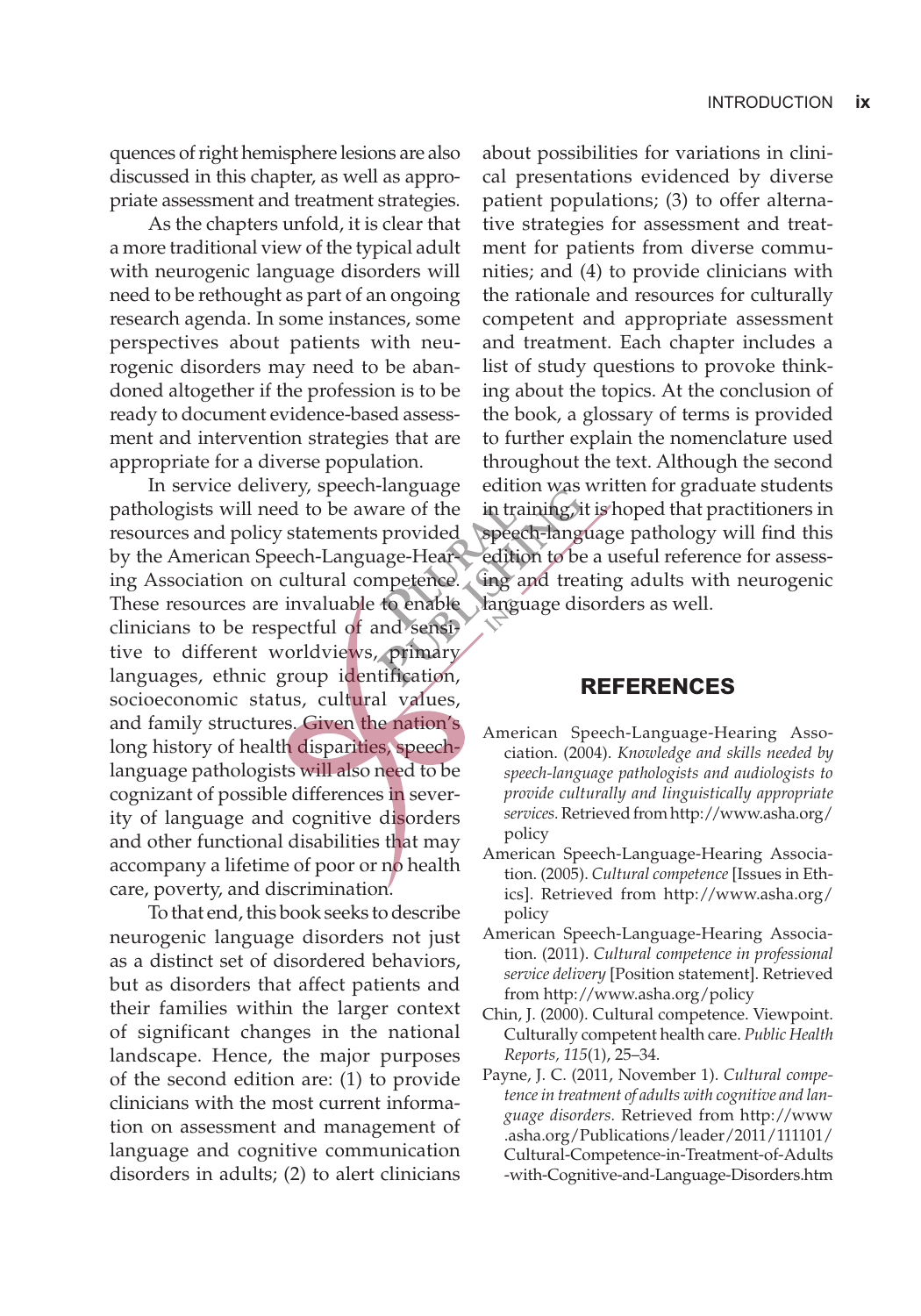quences of right hemisphere lesions are also discussed in this chapter, as well as appropriate assessment and treatment strategies.

As the chapters unfold, it is clear that a more traditional view of the typical adult with neurogenic language disorders will need to be rethought as part of an ongoing research agenda. In some instances, some perspectives about patients with neurogenic disorders may need to be abandoned altogether if the profession is to be ready to document evidence-based assessment and intervention strategies that are appropriate for a diverse population.

In service delivery, speech-language pathologists will need to be aware of the resources and policy statements provided by the American Speech-Language-Hearing Association on cultural competence. These resources are invaluable to enable clinicians to be respectful of and sensitive to different worldviews, primary languages, ethnic group identification, socioeconomic status, cultural values, and family structures. Given the nation's long history of health disparities, speech-language pathologists will also need to be cognizant of possible differences in severity of language and cognitive disorders and other functional disabilities that may accompany a lifetime of poor or no health care, poverty, and discrimination.

To that end, this book seeks to describe neurogenic language disorders not just as a distinct set of disordered behaviors, but as disorders that affect patients and their families within the larger context of significant changes in the national landscape. Hence, the major purposes of the second edition are: (1) to provide clinicians with the most current information on assessment and management of language and cognitive communication disorders in adults; (2) to alert clinicians about possibilities for variations in clinical presentations evidenced by diverse patient populations; (3) to offer alternative strategies for assessment and treatment for patients from diverse communities; and (4) to provide clinicians with the rationale and resources for culturally competent and appropriate assessment and treatment. Each chapter includes a list of study questions to provoke thinking about the topics. At the conclusion of the book, a glossary of terms is provided to further explain the nomenclature used throughout the text. Although the second edition was written for graduate students in training, it is hoped that practitioners in speech-language pathology will find this edition to be a useful reference for assessing and treating adults with neurogenic language disorders as well.

## REFERENCES

American Speech-Language-Hearing Association. (2004). *Knowledge and skills needed by speech-language pathologists and audiologists to provide culturally and linguistically appropriate services.* Retrieved from http://www.asha.org/policy

American Speech-Language-Hearing Association. (2005). *Cultural competence* [Issues in Ethics]. Retrieved from http://www.asha.org/policy

American Speech-Language-Hearing Association. (2011). *Cultural competence in professional service delivery* [Position statement]. Retrieved from http://www.asha.org/policy

Chin, J. (2000). Cultural competence. Viewpoint. Culturally competent health care. *Public Health Reports, 115*(1), 25–34.

Payne, J. C. (2011, November 1). *Cultural competence in treatment of adults with cognitive and language disorders.* Retrieved from http://www.asha.org/Publications/leader/2011/111101/Cultural-Competence-in-Treatment-of-Adults-with-Cognitive-and-Language-Disorders.htm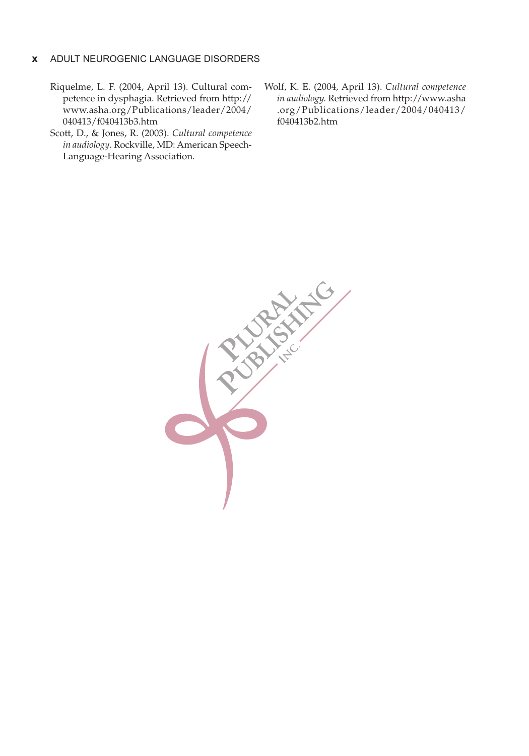Riquelme, L. F. (2004, April 13). Cultural competence in dysphagia. Retrieved from http://www.asha.org/Publications/leader/2004/040413/f040413b3.htm

Scott, D., & Jones, R. (2003). *Cultural competence in audiology*. Rockville, MD: American Speech-Language-Hearing Association.

Wolf, K. E. (2004, April 13). *Cultural competence in audiology.* Retrieved from http://www.asha.org/Publications/leader/2004/040413/f040413b2.htm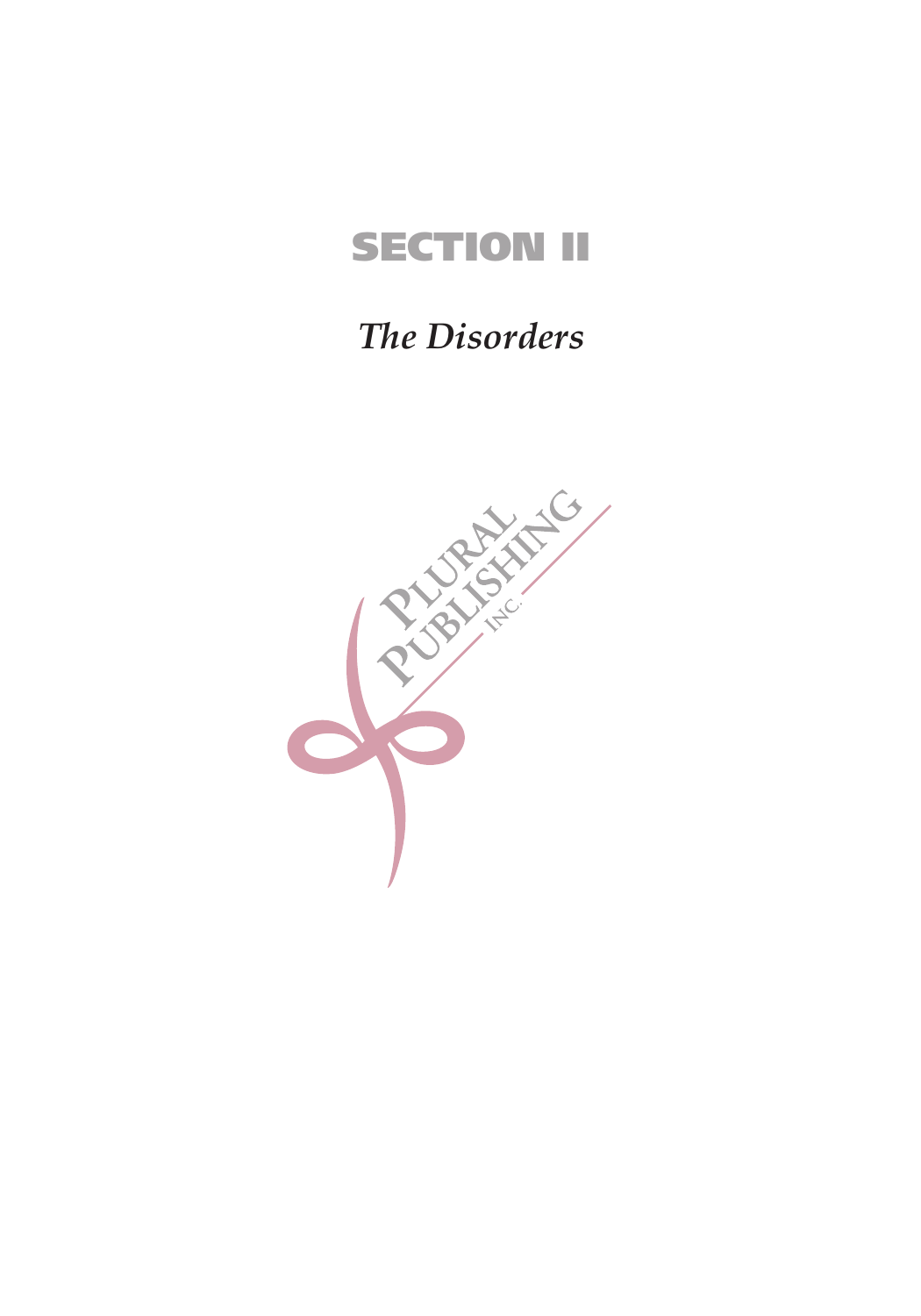# SECTION II

## *The Disorders*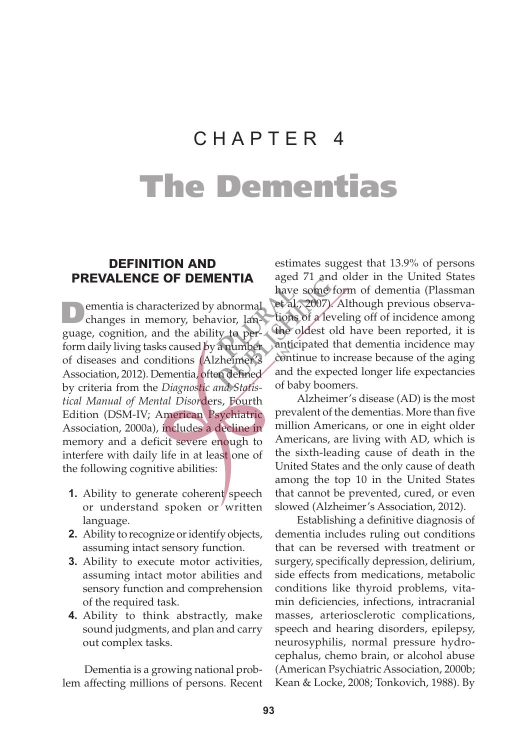# CHAPTER 4

# The Dementias

## DEFINITION AND PREVALENCE OF DEMENTIA

Dementia is characterized by abnormal changes in memory, behavior, language, cognition, and the ability to perform daily living tasks caused by a number of diseases and conditions (Alzheimer's Association, 2012). Dementia, often defined by criteria from the *Diagnostic and Statistical Manual of Mental Disorders*, Fourth Edition (DSM-IV; American Psychiatric Association, 2000a), includes a decline in memory and a deficit severe enough to interfere with daily life in at least one of the following cognitive abilities:

1. Ability to generate coherent speech or understand spoken or written language.
2. Ability to recognize or identify objects, assuming intact sensory function.
3. Ability to execute motor activities, assuming intact motor abilities and sensory function and comprehension of the required task.
4. Ability to think abstractly, make sound judgments, and plan and carry out complex tasks.

Dementia is a growing national problem affecting millions of persons. Recent estimates suggest that 13.9% of persons aged 71 and older in the United States have some form of dementia (Plassman et al., 2007). Although previous observations of a leveling off of incidence among the oldest old have been reported, it is anticipated that dementia incidence may continue to increase because of the aging and the expected longer life expectancies of baby boomers.

Alzheimer's disease (AD) is the most prevalent of the dementias. More than five million Americans, or one in eight older Americans, are living with AD, which is the sixth-leading cause of death in the United States and the only cause of death among the top 10 in the United States that cannot be prevented, cured, or even slowed (Alzheimer's Association, 2012).

Establishing a definitive diagnosis of dementia includes ruling out conditions that can be reversed with treatment or surgery, specifically depression, delirium, side effects from medications, metabolic conditions like thyroid problems, vitamin deficiencies, infections, intracranial masses, arteriosclerotic complications, speech and hearing disorders, epilepsy, neurosyphilis, normal pressure hydrocephalus, chemo brain, or alcohol abuse (American Psychiatric Association, 2000b; Kean & Locke, 2008; Tonkovich, 1988). By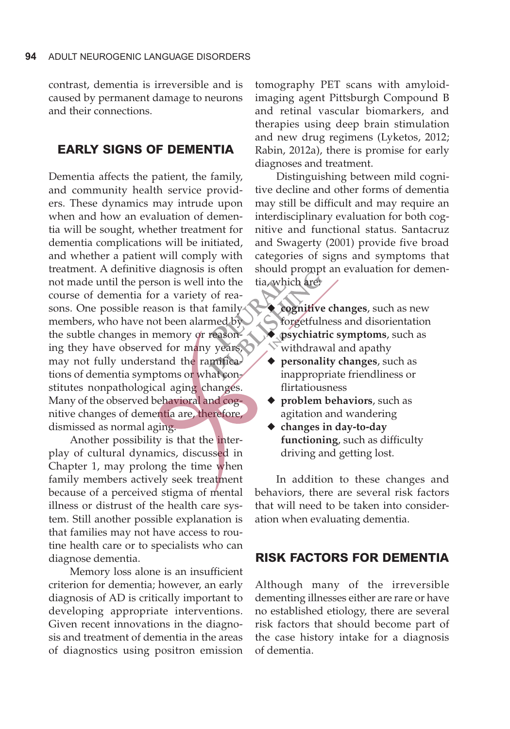contrast, dementia is irreversible and is caused by permanent damage to neurons and their connections.

## EARLY SIGNS OF DEMENTIA

Dementia affects the patient, the family, and community health service providers. These dynamics may intrude upon when and how an evaluation of dementia will be sought, whether treatment for dementia complications will be initiated, and whether a patient will comply with treatment. A definitive diagnosis is often not made until the person is well into the course of dementia for a variety of reasons. One possible reason is that family members, who have not been alarmed by the subtle changes in memory or reasoning they have observed for many years, may not fully understand the ramifications of dementia symptoms or what constitutes nonpathological aging changes. Many of the observed behavioral and cognitive changes of dementia are, therefore, dismissed as normal aging.

Another possibility is that the interplay of cultural dynamics, discussed in Chapter 1, may prolong the time when family members actively seek treatment because of a perceived stigma of mental illness or distrust of the health care system. Still another possible explanation is that families may not have access to routine health care or to specialists who can diagnose dementia.

Memory loss alone is an insufficient criterion for dementia; however, an early diagnosis of AD is critically important to developing appropriate interventions. Given recent innovations in the diagnosis and treatment of dementia in the areas of diagnostics using positron emission tomography PET scans with amyloid-imaging agent Pittsburgh Compound B and retinal vascular biomarkers, and therapies using deep brain stimulation and new drug regimens (Lyketos, 2012; Rabin, 2012a), there is promise for early diagnoses and treatment.

Distinguishing between mild cognitive decline and other forms of dementia may still be difficult and may require an interdisciplinary evaluation for both cognitive and functional status. Santacruz and Swagerty (2001) provide five broad categories of signs and symptoms that should prompt an evaluation for dementia, which are:

- **cognitive changes**, such as new forgetfulness and disorientation
- **psychiatric symptoms**, such as withdrawal and apathy
- **personality changes**, such as inappropriate friendliness or flirtatiousness
- **problem behaviors**, such as agitation and wandering
- **changes in day-to-day functioning**, such as difficulty driving and getting lost.

In addition to these changes and behaviors, there are several risk factors that will need to be taken into consideration when evaluating dementia.

## RISK FACTORS FOR DEMENTIA

Although many of the irreversible dementing illnesses either are rare or have no established etiology, there are several risk factors that should become part of the case history intake for a diagnosis of dementia.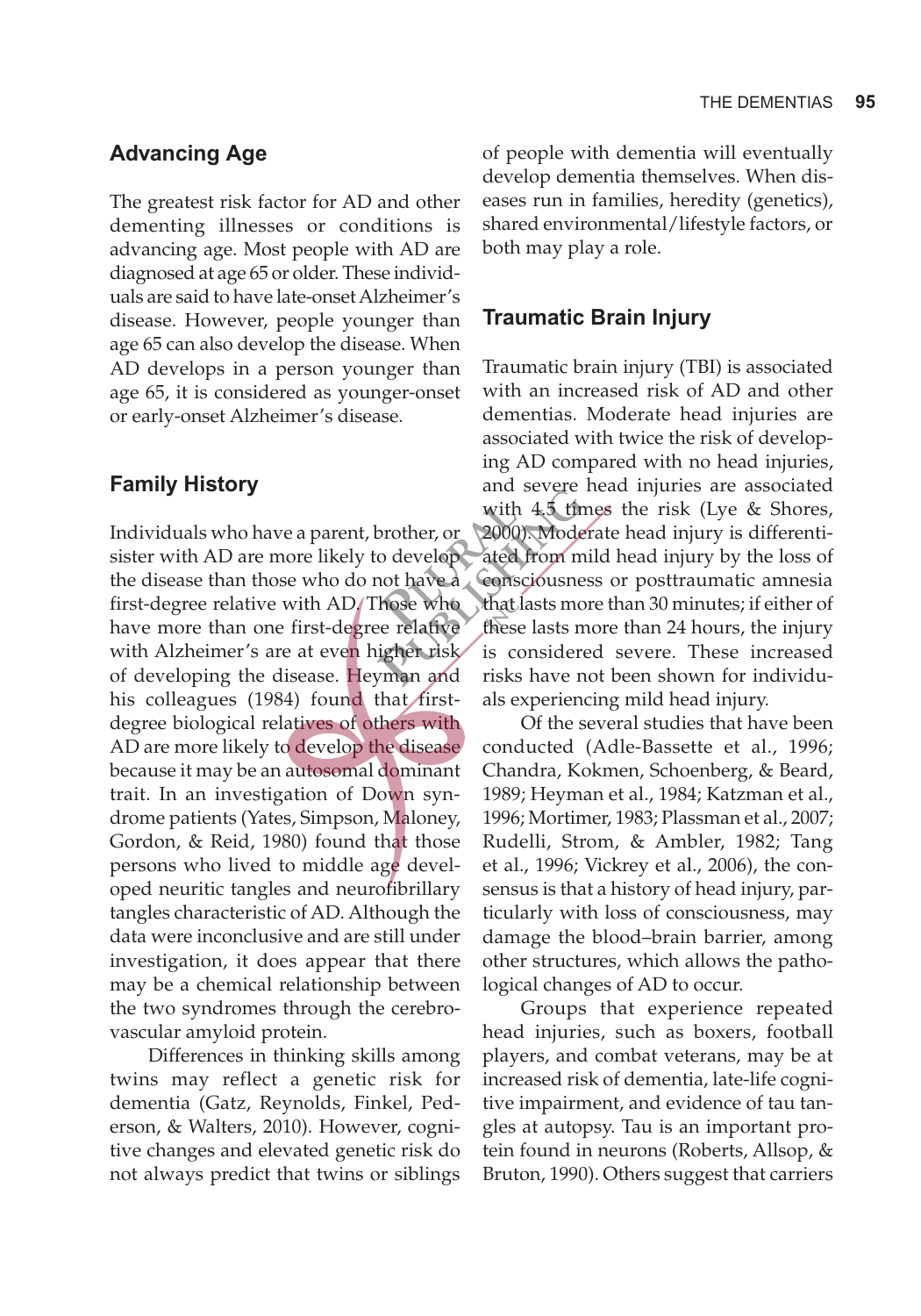## Advancing Age

The greatest risk factor for AD and other dementing illnesses or conditions is advancing age. Most people with AD are diagnosed at age 65 or older. These individuals are said to have late-onset Alzheimer's disease. However, people younger than age 65 can also develop the disease. When AD develops in a person younger than age 65, it is considered as younger-onset or early-onset Alzheimer's disease.

## Family History

Individuals who have a parent, brother, or sister with AD are more likely to develop the disease than those who do not have a first-degree relative with AD. Those who have more than one first-degree relative with Alzheimer's are at even higher risk of developing the disease. Heyman and his colleagues (1984) found that first-degree biological relatives of others with AD are more likely to develop the disease because it may be an autosomal dominant trait. In an investigation of Down syndrome patients (Yates, Simpson, Maloney, Gordon, & Reid, 1980) found that those persons who lived to middle age developed neuritic tangles and neurofibrillary tangles characteristic of AD. Although the data were inconclusive and are still under investigation, it does appear that there may be a chemical relationship between the two syndromes through the cerebrovascular amyloid protein.

Differences in thinking skills among twins may reflect a genetic risk for dementia (Gatz, Reynolds, Finkel, Pederson, & Walters, 2010). However, cognitive changes and elevated genetic risk do not always predict that twins or siblings of people with dementia will eventually develop dementia themselves. When diseases run in families, heredity (genetics), shared environmental/lifestyle factors, or both may play a role.

## Traumatic Brain Injury

Traumatic brain injury (TBI) is associated with an increased risk of AD and other dementias. Moderate head injuries are associated with twice the risk of developing AD compared with no head injuries, and severe head injuries are associated with 4.5 times the risk (Lye & Shores, 2000). Moderate head injury is differentiated from mild head injury by the loss of consciousness or posttraumatic amnesia that lasts more than 30 minutes; if either of these lasts more than 24 hours, the injury is considered severe. These increased risks have not been shown for individuals experiencing mild head injury.

Of the several studies that have been conducted (Adle-Bassette et al., 1996; Chandra, Kokmen, Schoenberg, & Beard, 1989; Heyman et al., 1984; Katzman et al., 1996; Mortimer, 1983; Plassman et al., 2007; Rudelli, Strom, & Ambler, 1982; Tang et al., 1996; Vickrey et al., 2006), the consensus is that a history of head injury, particularly with loss of consciousness, may damage the blood–brain barrier, among other structures, which allows the pathological changes of AD to occur.

Groups that experience repeated head injuries, such as boxers, football players, and combat veterans, may be at increased risk of dementia, late-life cognitive impairment, and evidence of tau tangles at autopsy. Tau is an important protein found in neurons (Roberts, Allsop, & Bruton, 1990). Others suggest that carriers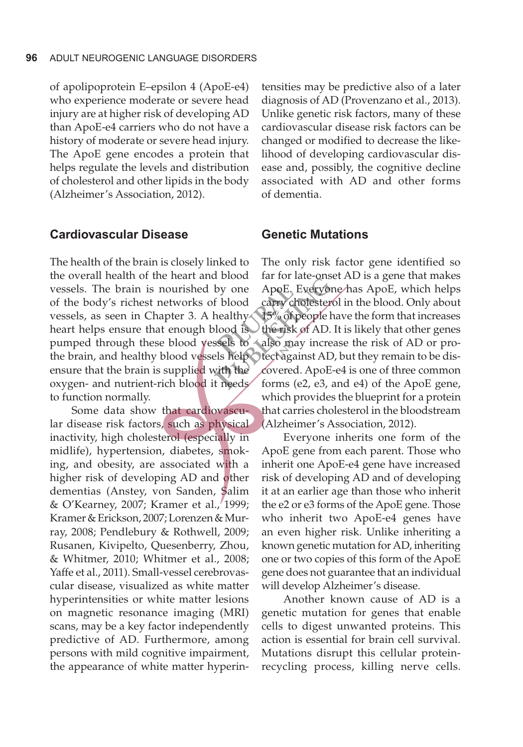of apolipoprotein E–epsilon 4 (ApoE-e4) who experience moderate or severe head injury are at higher risk of developing AD than ApoE-e4 carriers who do not have a history of moderate or severe head injury. The ApoE gene encodes a protein that helps regulate the levels and distribution of cholesterol and other lipids in the body (Alzheimer's Association, 2012).

## Cardiovascular Disease

The health of the brain is closely linked to the overall health of the heart and blood vessels. The brain is nourished by one of the body's richest networks of blood vessels, as seen in Chapter 3. A healthy heart helps ensure that enough blood is pumped through these blood vessels to the brain, and healthy blood vessels help ensure that the brain is supplied with the oxygen- and nutrient-rich blood it needs to function normally.

Some data show that cardiovascular disease risk factors, such as physical inactivity, high cholesterol (especially in midlife), hypertension, diabetes, smoking, and obesity, are associated with a higher risk of developing AD and other dementias (Anstey, von Sanden, Salim & O'Kearney, 2007; Kramer et al., 1999; Kramer & Erickson, 2007; Lorenzen & Murray, 2008; Pendlebury & Rothwell, 2009; Rusanen, Kivipelto, Quesenberry, Zhou, & Whitmer, 2010; Whitmer et al., 2008; Yaffe et al., 2011). Small-vessel cerebrovascular disease, visualized as white matter hyperintensities or white matter lesions on magnetic resonance imaging (MRI) scans, may be a key factor independently predictive of AD. Furthermore, among persons with mild cognitive impairment, the appearance of white matter hyperintensities may be predictive also of a later diagnosis of AD (Provenzano et al., 2013). Unlike genetic risk factors, many of these cardiovascular disease risk factors can be changed or modified to decrease the likelihood of developing cardiovascular disease and, possibly, the cognitive decline associated with AD and other forms of dementia.

## Genetic Mutations

The only risk factor gene identified so far for late-onset AD is a gene that makes ApoE. Everyone has ApoE, which helps carry cholesterol in the blood. Only about 15% of people have the form that increases the risk of AD. It is likely that other genes also may increase the risk of AD or protect against AD, but they remain to be discovered. ApoE-e4 is one of three common forms (e2, e3, and e4) of the ApoE gene, which provides the blueprint for a protein that carries cholesterol in the bloodstream (Alzheimer's Association, 2012).

Everyone inherits one form of the ApoE gene from each parent. Those who inherit one ApoE-e4 gene have increased risk of developing AD and of developing it at an earlier age than those who inherit the e2 or e3 forms of the ApoE gene. Those who inherit two ApoE-e4 genes have an even higher risk. Unlike inheriting a known genetic mutation for AD, inheriting one or two copies of this form of the ApoE gene does not guarantee that an individual will develop Alzheimer's disease.

Another known cause of AD is a genetic mutation for genes that enable cells to digest unwanted proteins. This action is essential for brain cell survival. Mutations disrupt this cellular protein-recycling process, killing nerve cells.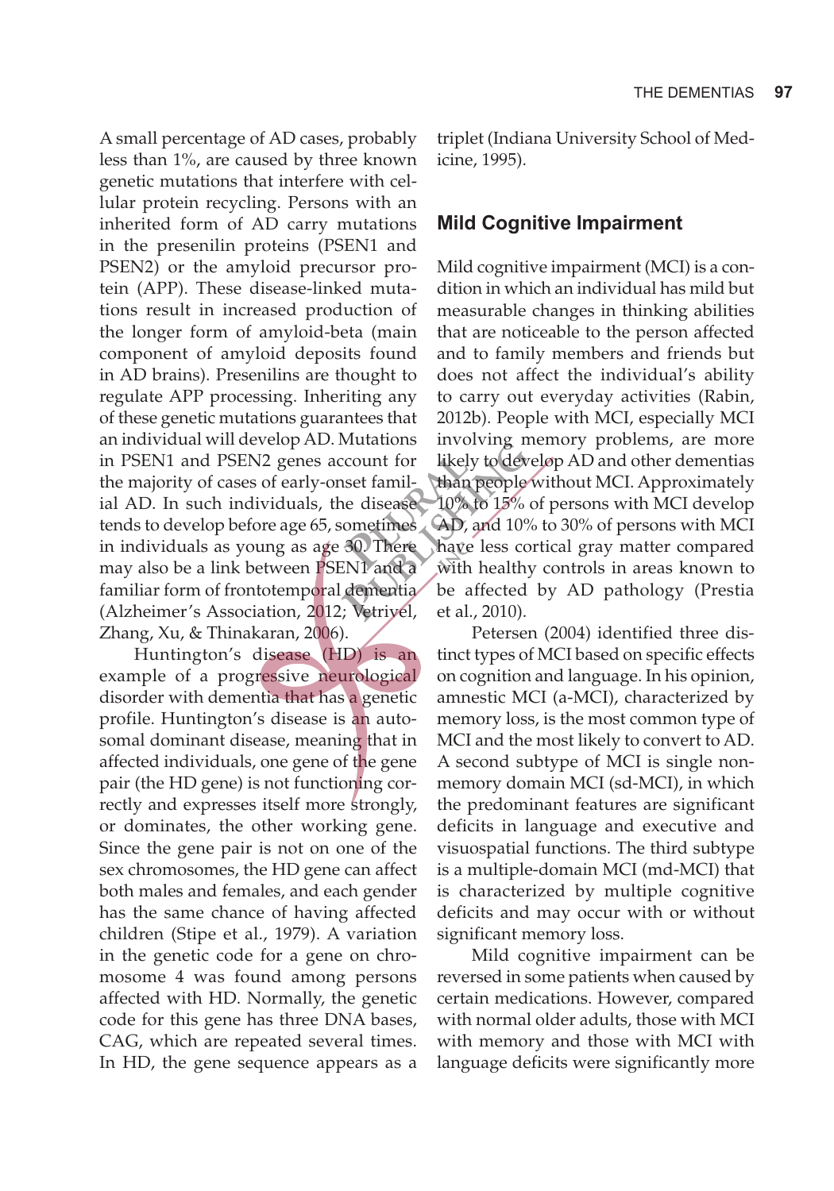A small percentage of AD cases, probably less than 1%, are caused by three known genetic mutations that interfere with cellular protein recycling. Persons with an inherited form of AD carry mutations in the presenilin proteins (PSEN1 and PSEN2) or the amyloid precursor protein (APP). These disease-linked mutations result in increased production of the longer form of amyloid-beta (main component of amyloid deposits found in AD brains). Presenilins are thought to regulate APP processing. Inheriting any of these genetic mutations guarantees that an individual will develop AD. Mutations in PSEN1 and PSEN2 genes account for the majority of cases of early-onset familial AD. In such individuals, the disease tends to develop before age 65, sometimes in individuals as young as age 30. There may also be a link between PSEN1 and a familiar form of frontotemporal dementia (Alzheimer's Association, 2012; Vetrivel, Zhang, Xu, & Thinakaran, 2006).

Huntington's disease (HD) is an example of a progressive neurological disorder with dementia that has a genetic profile. Huntington's disease is an autosomal dominant disease, meaning that in affected individuals, one gene of the gene pair (the HD gene) is not functioning correctly and expresses itself more strongly, or dominates, the other working gene. Since the gene pair is not on one of the sex chromosomes, the HD gene can affect both males and females, and each gender has the same chance of having affected children (Stipe et al., 1979). A variation in the genetic code for a gene on chromosome 4 was found among persons affected with HD. Normally, the genetic code for this gene has three DNA bases, CAG, which are repeated several times. In HD, the gene sequence appears as a triplet (Indiana University School of Medicine, 1995).

## Mild Cognitive Impairment

Mild cognitive impairment (MCI) is a condition in which an individual has mild but measurable changes in thinking abilities that are noticeable to the person affected and to family members and friends but does not affect the individual's ability to carry out everyday activities (Rabin, 2012b). People with MCI, especially MCI involving memory problems, are more likely to develop AD and other dementias than people without MCI. Approximately 10% to 15% of persons with MCI develop AD, and 10% to 30% of persons with MCI have less cortical gray matter compared with healthy controls in areas known to be affected by AD pathology (Prestia et al., 2010).

Petersen (2004) identified three distinct types of MCI based on specific effects on cognition and language. In his opinion, amnestic MCI (a-MCI), characterized by memory loss, is the most common type of MCI and the most likely to convert to AD. A second subtype of MCI is single nonmemory domain MCI (sd-MCI), in which the predominant features are significant deficits in language and executive and visuospatial functions. The third subtype is a multiple-domain MCI (md-MCI) that is characterized by multiple cognitive deficits and may occur with or without significant memory loss.

Mild cognitive impairment can be reversed in some patients when caused by certain medications. However, compared with normal older adults, those with MCI with memory and those with MCI with language deficits were significantly more